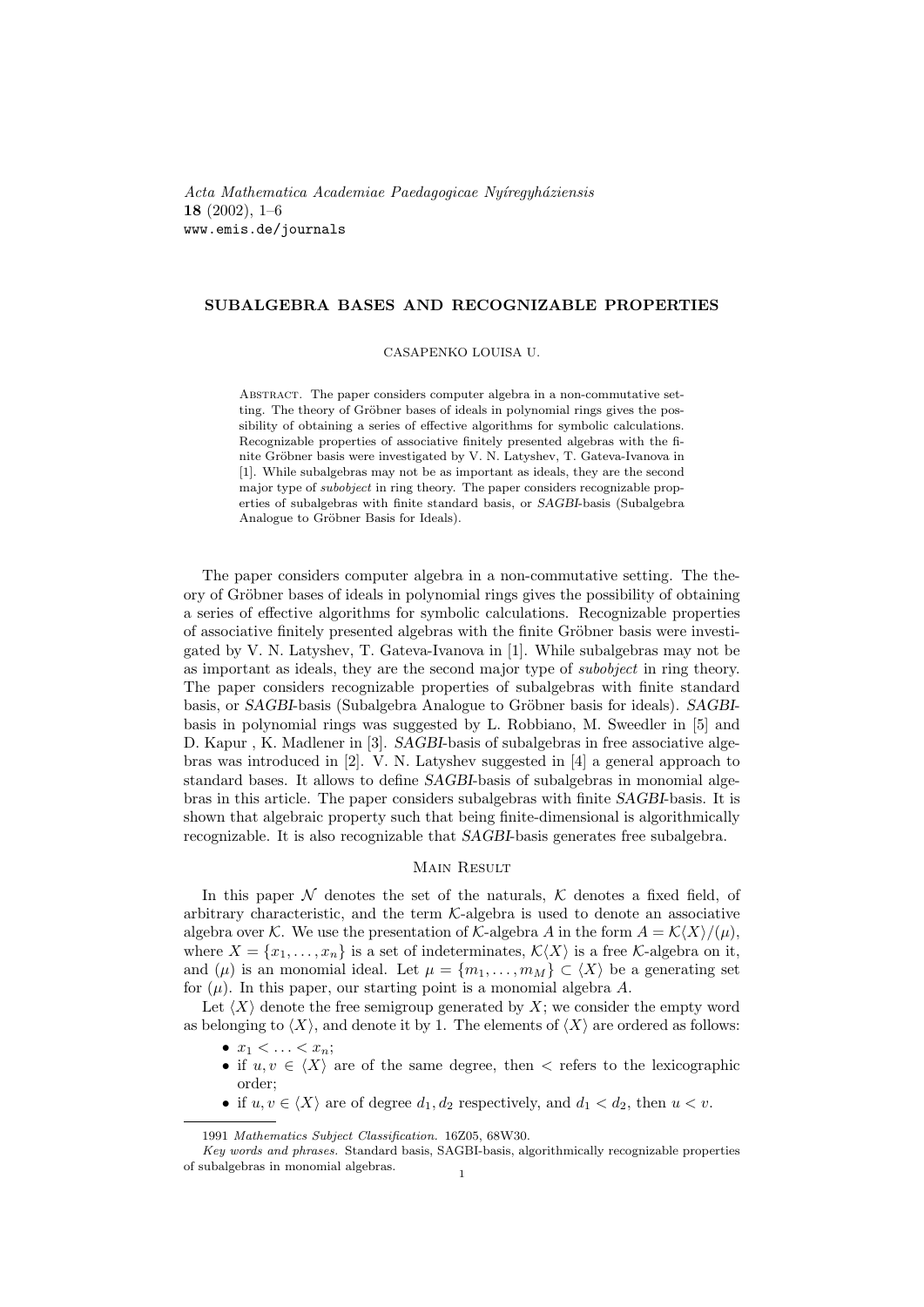# SUBALGEBRA BASES AND RECOGNIZABLE PROPERTIES

CASAPENKO LOUISA U.

Abstract. The paper considers computer algebra in a non-commutative setting. The theory of Gröbner bases of ideals in polynomial rings gives the possibility of obtaining a series of effective algorithms for symbolic calculations. Recognizable properties of associative finitely presented algebras with the finite Gröbner basis were investigated by V. N. Latyshev, T. Gateva-Ivanova in [1]. While subalgebras may not be as important as ideals, they are the second major type of *subobject* in ring theory. The paper considers recognizable properties of subalgebras with finite standard basis, or *SAGBI*-basis (Subalgebra Analogue to Gröbner Basis for Ideals).

The paper considers computer algebra in a non-commutative setting. The theory of Gröbner bases of ideals in polynomial rings gives the possibility of obtaining a series of effective algorithms for symbolic calculations. Recognizable properties of associative finitely presented algebras with the finite Gröbner basis were investigated by V. N. Latyshev, T. Gateva-Ivanova in [1]. While subalgebras may not be as important as ideals, they are the second major type of *subobject* in ring theory. The paper considers recognizable properties of subalgebras with finite standard basis, or *SAGBI*-basis (Subalgebra Analogue to Gröbner basis for ideals). *SAGBI*-basis in polynomial rings was suggested by L. Robbiano, M. Sweedler in [5] and D. Kapur , K. Madlener in [3]. *SAGBI*-basis of subalgebras in free associative algebras was introduced in [2]. V. N. Latyshev suggested in [4] a general approach to standard bases. It allows to define *SAGBI*-basis of subalgebras in monomial algebras in this article. The paper considers subalgebras with finite *SAGBI*-basis. It is shown that algebraic property such that being finite-dimensional is algorithmically recognizable. It is also recognizable that *SAGBI*-basis generates free subalgebra.

## Main Result

In this paper $\mathcal{N}$ denotes the set of the naturals, $\mathcal{K}$ denotes a fixed field, of arbitrary characteristic, and the term $\mathcal{K}$-algebra is used to denote an associative algebra over $\mathcal{K}$. We use the presentation of $\mathcal{K}$-algebra $A$ in the form $A = \mathcal{K}\langle X\rangle/(\mu)$, where $X = \{x_1, \ldots, x_n\}$ is a set of indeterminates, $\mathcal{K}\langle X\rangle$ is a free $\mathcal{K}$-algebra on it, and $(\mu)$ is an monomial ideal. Let $\mu = \{m_1, \ldots, m_M\} \subset \langle X\rangle$ be a generating set for $(\mu)$. In this paper, our starting point is a monomial algebra $A$.

Let $\langle X\rangle$ denote the free semigroup generated by $X$; we consider the empty word as belonging to $\langle X\rangle$, and denote it by 1. The elements of $\langle X\rangle$ are ordered as follows:

- $x_1 < \ldots < x_n$;
- if $u, v \in \langle X\rangle$ are of the same degree, then $<$ refers to the lexicographic order;
- if $u, v \in \langle X\rangle$ are of degree $d_1, d_2$ respectively, and $d_1 < d_2$, then $u < v$.

1991 *Mathematics Subject Classification.* 16Z05, 68W30.

*Key words and phrases.* Standard basis, SAGBI-basis, algorithmically recognizable properties of subalgebras in monomial algebras.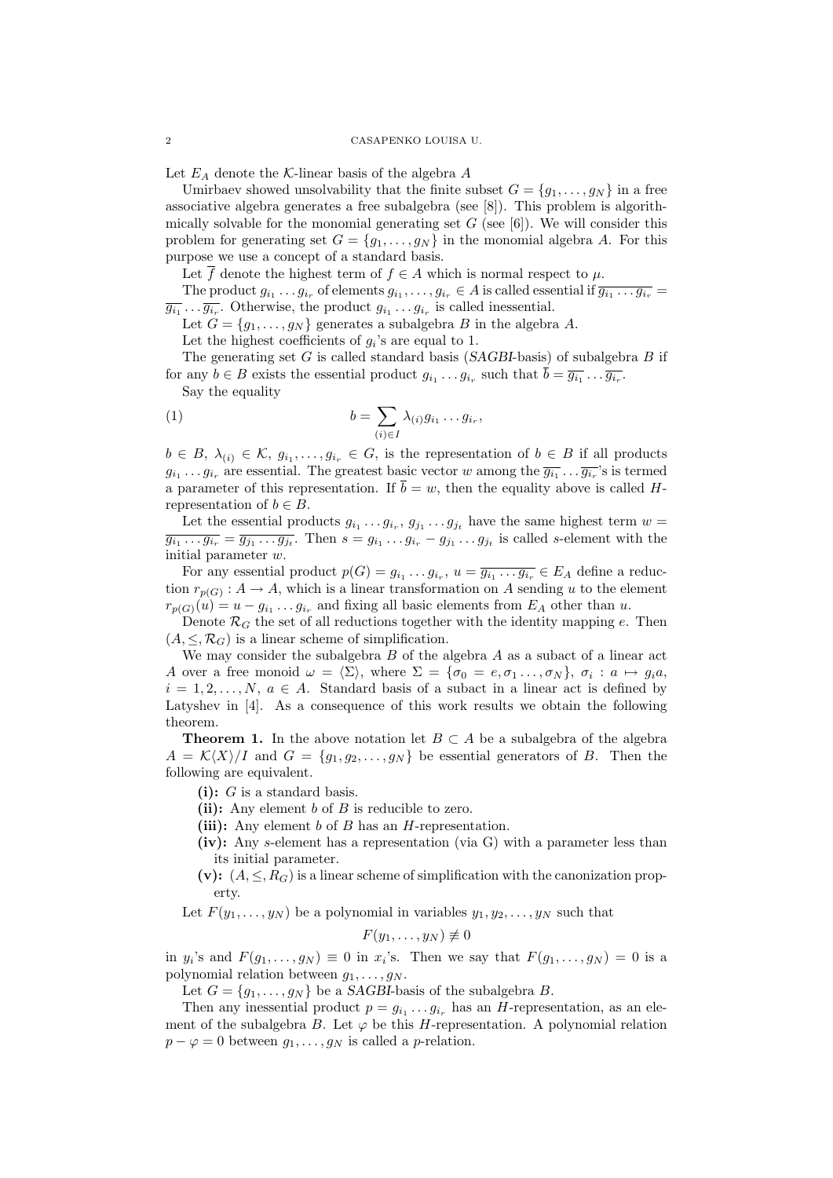Let $E_A$ denote the $\mathcal{K}$-linear basis of the algebra $A$

Umirbaev showed unsolvability that the finite subset $G = \{g_1, \ldots, g_N\}$ in a free associative algebra generates a free subalgebra (see [8]). This problem is algorithmically solvable for the monomial generating set $G$ (see [6]). We will consider this problem for generating set $G = \{g_1, \ldots, g_N\}$ in the monomial algebra $A$. For this purpose we use a concept of a standard basis.

Let $\overline{f}$ denote the highest term of $f \in A$ which is normal respect to $\mu$.

The product $g_{i_1} \ldots g_{i_r}$ of elements $g_{i_1}, \ldots, g_{i_r} \in A$ is called essential if $\overline{g_{i_1} \ldots g_{i_r}} = \overline{g_{i_1}} \ldots \overline{g_{i_r}}$. Otherwise, the product $g_{i_1} \ldots g_{i_r}$ is called inessential.

Let $G = \{g_1, \ldots, g_N\}$ generates a subalgebra $B$ in the algebra $A$.

Let the highest coefficients of $g_i$'s are equal to 1.

The generating set $G$ is called standard basis (*SAGBI*-basis) of subalgebra $B$ if for any $b \in B$ exists the essential product $g_{i_1} \ldots g_{i_r}$ such that $\overline{b} = \overline{g_{i_1}} \ldots \overline{g_{i_r}}$.

Say the equality

$$b = \sum_{(i) \in I} \lambda_{(i)} g_{i_1} \ldots g_{i_r}, \tag{1}$$

$b \in B$, $\lambda_{(i)} \in \mathcal{K}$, $g_{i_1}, \ldots, g_{i_r} \in G$, is the representation of $b \in B$ if all products $g_{i_1} \ldots g_{i_r}$ are essential. The greatest basic vector $w$ among the $\overline{g_{i_1}} \ldots \overline{g_{i_r}}$'s is termed a parameter of this representation. If $\overline{b} = w$, then the equality above is called $H$-representation of $b \in B$.

Let the essential products $g_{i_1} \ldots g_{i_r}$, $g_{j_1} \ldots g_{j_t}$ have the same highest term $w = \overline{g_{i_1} \ldots g_{i_r}} = \overline{g_{j_1} \ldots g_{j_t}}$. Then $s = g_{i_1} \ldots g_{i_r} - g_{j_1} \ldots g_{j_t}$ is called $s$-element with the initial parameter $w$.

For any essential product $p(G) = g_{i_1} \ldots g_{i_r}$, $u = \overline{g_{i_1} \ldots g_{i_r}} \in E_A$ define a reduction $r_{p(G)} : A \to A$, which is a linear transformation on $A$ sending $u$ to the element $r_{p(G)}(u) = u - g_{i_1} \ldots g_{i_r}$ and fixing all basic elements from $E_A$ other than $u$.

Denote $\mathcal{R}_G$ the set of all reductions together with the identity mapping $e$. Then $(A, \leq, \mathcal{R}_G)$ is a linear scheme of simplification.

We may consider the subalgebra $B$ of the algebra $A$ as a subact of a linear act $A$ over a free monoid $\omega = \langle \Sigma \rangle$, where $\Sigma = \{\sigma_0 = e, \sigma_1 \ldots, \sigma_N\}$, $\sigma_i : a \mapsto g_i a$, $i = 1, 2, \ldots, N$, $a \in A$. Standard basis of a subact in a linear act is defined by Latyshev in [4]. As a consequence of this work results we obtain the following theorem.

**Theorem 1.** *In the above notation let $B \subset A$ be a subalgebra of the algebra $A = \mathcal{K}\langle X \rangle / I$ and $G = \{g_1, g_2, \ldots, g_N\}$ be essential generators of $B$. Then the following are equivalent.*

- **(i):** *$G$ is a standard basis.*
- **(ii):** *Any element $b$ of $B$ is reducible to zero.*
- **(iii):** *Any element $b$ of $B$ has an $H$-representation.*
- **(iv):** *Any $s$-element has a representation (via G) with a parameter less than its initial parameter.*
- **(v):** *$(A, \leq, R_G)$ is a linear scheme of simplification with the canonization property.*

Let $F(y_1, \ldots, y_N)$ be a polynomial in variables $y_1, y_2, \ldots, y_N$ such that

$$F(y_1, \ldots, y_N) \not\equiv 0$$

in $y_i$'s and $F(g_1, \ldots, g_N) \equiv 0$ in $x_i$'s. Then we say that $F(g_1, \ldots, g_N) = 0$ is a polynomial relation between $g_1, \ldots, g_N$.

Let $G = \{g_1, \ldots, g_N\}$ be a *SAGBI*-basis of the subalgebra $B$.

Then any inessential product $p = g_{i_1} \ldots g_{i_r}$ has an $H$-representation, as an element of the subalgebra $B$. Let $\varphi$ be this $H$-representation. A polynomial relation $p - \varphi = 0$ between $g_1, \ldots, g_N$ is called a $p$-relation.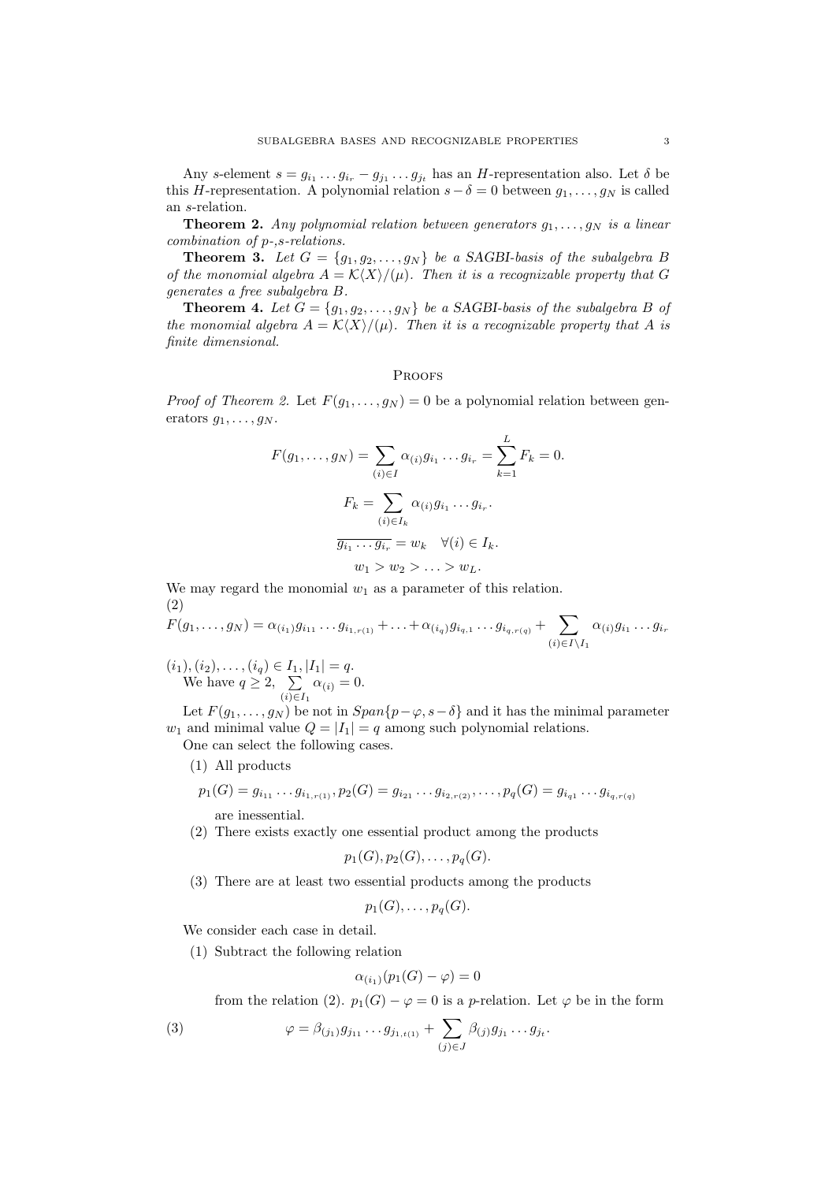Any $s$-element $s = g_{i_1} \dots g_{i_r} - g_{j_1} \dots g_{j_t}$ has an $H$-representation also. Let $\delta$ be this $H$-representation. A polynomial relation $s - \delta = 0$ between $g_1, \dots, g_N$ is called an $s$-relation.

**Theorem 2.** *Any polynomial relation between generators $g_1, \dots, g_N$ is a linear combination of $p$-,$s$-relations.*

**Theorem 3.** *Let $G = \{g_1, g_2, \dots, g_N\}$ be a SAGBI-basis of the subalgebra $B$ of the monomial algebra $A = \mathcal{K}\langle X\rangle/(\mu)$. Then it is a recognizable property that $G$ generates a free subalgebra $B$.*

**Theorem 4.** *Let $G = \{g_1, g_2, \dots, g_N\}$ be a SAGBI-basis of the subalgebra $B$ of the monomial algebra $A = \mathcal{K}\langle X\rangle/(\mu)$. Then it is a recognizable property that $A$ is finite dimensional.*

## Proofs

*Proof of Theorem 2.* Let $F(g_1, \dots, g_N) = 0$ be a polynomial relation between generators $g_1, \dots, g_N$.

$$F(g_1, \dots, g_N) = \sum_{(i)\in I} \alpha_{(i)} g_{i_1} \dots g_{i_r} = \sum_{k=1}^{L} F_k = 0.$$

$$F_k = \sum_{(i)\in I_k} \alpha_{(i)} g_{i_1} \dots g_{i_r}.$$

$$\overline{g_{i_1} \dots g_{i_r}} = w_k \quad \forall (i) \in I_k.$$

$$w_1 > w_2 > \dots > w_L.$$

We may regard the monomial $w_1$ as a parameter of this relation.

(2)
$$F(g_1, \dots, g_N) = \alpha_{(i_1)} g_{i_{11}} \dots g_{i_{1,r(1)}} + \dots + \alpha_{(i_q)} g_{i_{q,1}} \dots g_{i_{q,r(q)}} + \sum_{(i)\in I\setminus I_1} \alpha_{(i)} g_{i_1} \dots g_{i_r}$$

$(i_1), (i_2), \dots, (i_q) \in I_1, |I_1| = q$.

We have $q \geq 2$, $\sum_{(i)\in I_1} \alpha_{(i)} = 0$.

Let $F(g_1, \dots, g_N)$ be not in $Span\{p - \varphi, s - \delta\}$ and it has the minimal parameter $w_1$ and minimal value $Q = |I_1| = q$ among such polynomial relations.

One can select the following cases.

1. All products
$$p_1(G) = g_{i_{11}} \dots g_{i_{1,r(1)}}, p_2(G) = g_{i_{21}} \dots g_{i_{2,r(2)}}, \dots, p_q(G) = g_{i_{q1}} \dots g_{i_{q,r(q)}}$$
are inessential.
2. There exists exactly one essential product among the products
$$p_1(G), p_2(G), \dots, p_q(G).$$
3. There are at least two essential products among the products
$$p_1(G), \dots, p_q(G).$$

We consider each case in detail.

1. Subtract the following relation
$$\alpha_{(i_1)}(p_1(G) - \varphi) = 0$$
from the relation (2). $p_1(G) - \varphi = 0$ is a $p$-relation. Let $\varphi$ be in the form

(3)
$$\varphi = \beta_{(j_1)} g_{j_{11}} \dots g_{j_{1,t(1)}} + \sum_{(j)\in J} \beta_{(j)} g_{j_1} \dots g_{j_t}.$$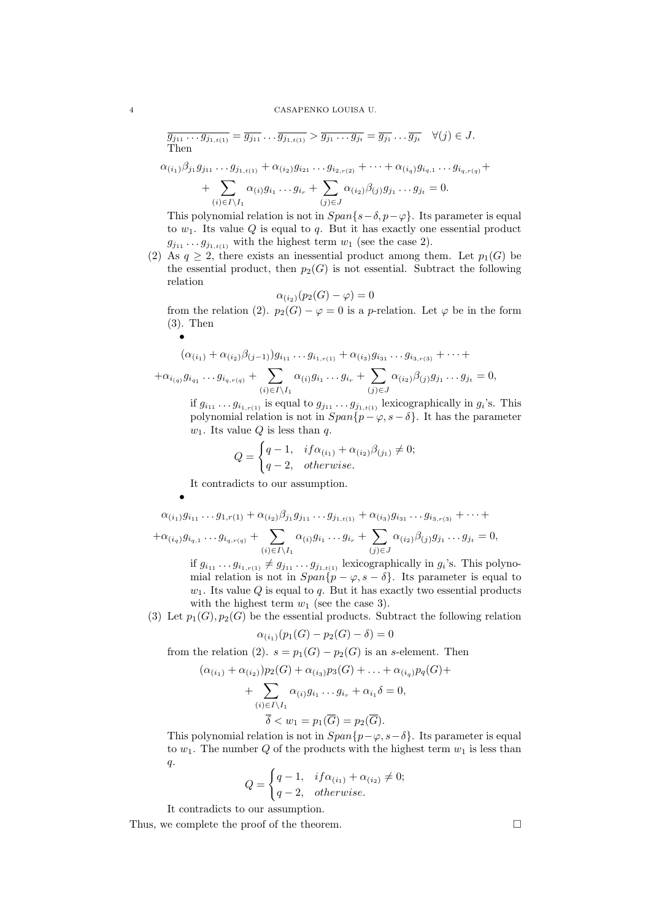$$\overline{g_{j_{11}} \dots g_{j_{1,t(1)}}} = \overline{g_{j_{11}}} \dots \overline{g_{j_{1,t(1)}}} > \overline{g_{j_1} \dots g_{j_t}} = \overline{g_{j_1}} \dots \overline{g_{j_t}} \quad \forall (j) \in J.$$

Then

$$\alpha_{(i_1)} \beta_{j_1} g_{j_{11}} \dots g_{j_{1,t(1)}} + \alpha_{(i_2)} g_{i_{21}} \dots g_{i_{2,r(2)}} + \dots + \alpha_{(i_q)} g_{i_{q,1}} \dots g_{i_{q,r(q)}} +$$
$$+ \sum_{(i) \in I \setminus I_1} \alpha_{(i)} g_{i_1} \dots g_{i_r} + \sum_{(j) \in J} \alpha_{(i_2)} \beta_{(j)} g_{j_1} \dots g_{j_t} = 0.$$

This polynomial relation is not in $Span\{s-\delta, p-\varphi\}$. Its parameter is equal to $w_1$. Its value $Q$ is equal to $q$. But it has exactly one essential product $g_{j_{11}} \dots g_{j_{1,t(1)}}$ with the highest term $w_1$ (see the case 2).

(2) As $q \geq 2$, there exists an inessential product among them. Let $p_1(G)$ be the essential product, then $p_2(G)$ is not essential. Subtract the following relation

$$\alpha_{(i_2)}(p_2(G) - \varphi) = 0$$

from the relation (2). $p_2(G) - \varphi = 0$ is a $p$-relation. Let $\varphi$ be in the form (3). Then

- $$(\alpha_{(i_1)} + \alpha_{(i_2)} \beta_{(j-1)}) g_{i_{11}} \dots g_{i_{1,r(1)}} + \alpha_{(i_3)} g_{i_{31}} \dots g_{i_{3,r(3)}} + \dots +$$
$$+ \alpha_{i_{(q)}} g_{i_{q1}} \dots g_{i_{q,r(q)}} + \sum_{(i) \in I \setminus I_1} \alpha_{(i)} g_{i_1} \dots g_{i_r} + \sum_{(j) \in J} \alpha_{(i_2)} \beta_{(j)} g_{j_1} \dots g_{j_t} = 0,$$

  if $g_{i_{11}} \dots g_{i_{1,r(1)}}$ is equal to $g_{j_{11}} \dots g_{j_{1,t(1)}}$ lexicographically in $g_i$'s. This polynomial relation is not in $Span\{p - \varphi, s - \delta\}$. It has the parameter $w_1$. Its value $Q$ is less than $q$.

  $$Q = \begin{cases} q-1, & if \alpha_{(i_1)} + \alpha_{(i_2)} \beta_{(j_1)} \neq 0; \\ q-2, & otherwise. \end{cases}$$

  It contradicts to our assumption.

- $$\alpha_{(i_1)} g_{i_{11}} \dots g_{1,r(1)} + \alpha_{(i_2)} \beta_{j_1} g_{j_{11}} \dots g_{j_{1,t(1)}} + \alpha_{(i_3)} g_{i_{31}} \dots g_{i_{3,r(3)}} + \dots +$$
$$+ \alpha_{(i_q)} g_{i_{q,1}} \dots g_{i_{q,r(q)}} + \sum_{(i) \in I \setminus I_1} \alpha_{(i)} g_{i_1} \dots g_{i_r} + \sum_{(j) \in J} \alpha_{(i_2)} \beta_{(j)} g_{j_1} \dots g_{j_t} = 0,$$

  if $g_{i_{11}} \dots g_{i_{1,r(1)}} \neq g_{j_{11}} \dots g_{j_{1,t(1)}}$ lexicographically in $g_i$'s. This polynomial relation is not in $Span\{p - \varphi, s - \delta\}$. Its parameter is equal to $w_1$. Its value $Q$ is equal to $q$. But it has exactly two essential products with the highest term $w_1$ (see the case 3).

(3) Let $p_1(G), p_2(G)$ be the essential products. Subtract the following relation

$$\alpha_{(i_1)}(p_1(G) - p_2(G) - \delta) = 0$$

from the relation (2). $s = p_1(G) - p_2(G)$ is an $s$-element. Then

$$(\alpha_{(i_1)} + \alpha_{(i_2)}) p_2(G) + \alpha_{(i_3)} p_3(G) + \dots + \alpha_{(i_q)} p_q(G) +$$
$$+ \sum_{(i) \in I \setminus I_1} \alpha_{(i)} g_{i_1} \dots g_{i_r} + \alpha_{i_1} \delta = 0,$$
$$\overline{\delta} < w_1 = p_1(\overline{G}) = p_2(\overline{G}).$$

This polynomial relation is not in $Span\{p - \varphi, s - \delta\}$. Its parameter is equal to $w_1$. The number $Q$ of the products with the highest term $w_1$ is less than $q$.

$$Q = \begin{cases} q-1, & if \alpha_{(i_1)} + \alpha_{(i_2)} \neq 0; \\ q-2, & otherwise. \end{cases}$$

It contradicts to our assumption.

Thus, we complete the proof of the theorem. □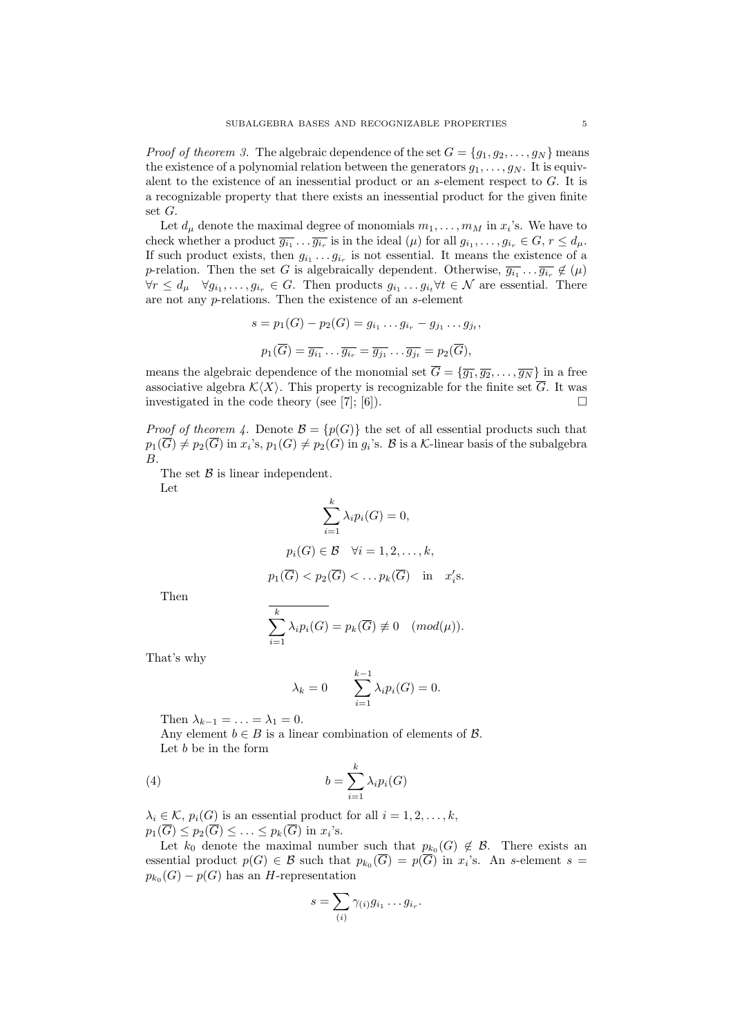*Proof of theorem 3.* The algebraic dependence of the set $G = \{g_1, g_2, \ldots, g_N\}$ means the existence of a polynomial relation between the generators $g_1, \ldots, g_N$. It is equivalent to the existence of an inessential product or an $s$-element respect to $G$. It is a recognizable property that there exists an inessential product for the given finite set $G$.

Let $d_\mu$ denote the maximal degree of monomials $m_1, \ldots, m_M$ in $x_i$'s. We have to check whether a product $\overline{g_{i_1}} \ldots \overline{g_{i_r}}$ is in the ideal $(\mu)$ for all $g_{i_1}, \ldots, g_{i_r} \in G$, $r \leq d_\mu$. If such product exists, then $g_{i_1} \ldots g_{i_r}$ is not essential. It means the existence of a $p$-relation. Then the set $G$ is algebraically dependent. Otherwise, $\overline{g_{i_1}} \ldots \overline{g_{i_r}} \notin (\mu)$ $\forall r \leq d_\mu \quad \forall g_{i_1}, \ldots, g_{i_r} \in G$. Then products $g_{i_1} \ldots g_{i_t} \forall t \in \mathcal{N}$ are essential. There are not any $p$-relations. Then the existence of an $s$-element

$$s = p_1(G) - p_2(G) = g_{i_1} \ldots g_{i_r} - g_{j_1} \ldots g_{j_t},$$

$$p_1(\overline{G}) = \overline{g_{i_1}} \ldots \overline{g_{i_r}} = \overline{g_{j_1}} \ldots \overline{g_{j_t}} = p_2(\overline{G}),$$

means the algebraic dependence of the monomial set $\overline{G} = \{\overline{g_1}, \overline{g_2}, \ldots, \overline{g_N}\}$ in a free associative algebra $\mathcal{K}\langle X \rangle$. This property is recognizable for the finite set $\overline{G}$. It was investigated in the code theory (see [7]; [6]). $\square$

*Proof of theorem 4.* Denote $\mathcal{B} = \{p(G)\}$ the set of all essential products such that $p_1(\overline{G}) \neq p_2(\overline{G})$ in $x_i$'s, $p_1(G) \neq p_2(G)$ in $g_i$'s. $\mathcal{B}$ is a $\mathcal{K}$-linear basis of the subalgebra $B$.

The set $\mathcal{B}$ is linear independent.

Let

$$\sum_{i=1}^{k} \lambda_i p_i(G) = 0,$$

$$p_i(G) \in \mathcal{B} \quad \forall i = 1, 2, \ldots, k,$$

$$p_1(\overline{G}) < p_2(\overline{G}) < \ldots p_k(\overline{G}) \quad \text{in} \quad x_i'\text{s}.$$

Then

$$\overline{\sum_{i=1}^{k} \lambda_i p_i(G)} = p_k(\overline{G}) \not\equiv 0 \quad (mod(\mu)).$$

That's why

$$\lambda_k = 0 \qquad \sum_{i=1}^{k-1} \lambda_i p_i(G) = 0.$$

Then $\lambda_{k-1} = \ldots = \lambda_1 = 0$.

Any element $b \in B$ is a linear combination of elements of $\mathcal{B}$.

Let $b$ be in the form

$$b = \sum_{i=1}^{k} \lambda_i p_i(G) \tag{4}$$

$\lambda_i \in \mathcal{K}$, $p_i(G)$ is an essential product for all $i = 1, 2, \ldots, k$,
$p_1(\overline{G}) \leq p_2(\overline{G}) \leq \ldots \leq p_k(\overline{G})$ in $x_i$'s.

Let $k_0$ denote the maximal number such that $p_{k_0}(G) \notin \mathcal{B}$. There exists an essential product $p(G) \in \mathcal{B}$ such that $p_{k_0}(\overline{G}) = p(\overline{G})$ in $x_i$'s. An $s$-element $s = p_{k_0}(G) - p(G)$ has an $H$-representation

$$s = \sum_{(i)} \gamma_{(i)} g_{i_1} \ldots g_{i_r}.$$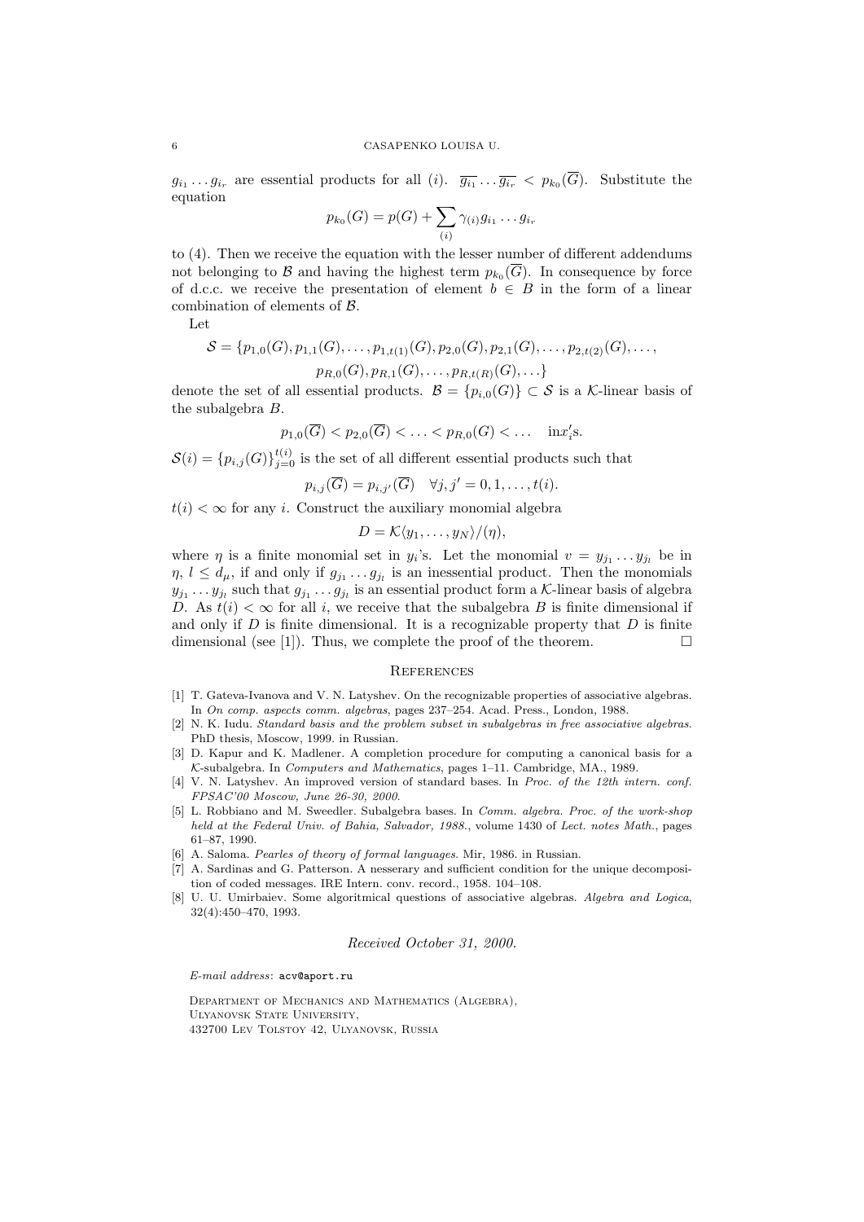$g_{i_1} \dots g_{i_r}$ are essential products for all $(i)$. $\overline{g_{i_1}} \dots \overline{g_{i_r}} < p_{k_0}(\overline{G})$. Substitute the equation

$$p_{k_0}(G) = p(G) + \sum_{(i)} \gamma_{(i)} g_{i_1} \dots g_{i_r}$$

to (4). Then we receive the equation with the lesser number of different addendums not belonging to $\mathcal{B}$ and having the highest term $p_{k_0}(\overline{G})$. In consequence by force of d.c.c. we receive the presentation of element $b \in B$ in the form of a linear combination of elements of $\mathcal{B}$.

Let

$$\mathcal{S} = \{p_{1,0}(G), p_{1,1}(G), \dots, p_{1,t(1)}(G), p_{2,0}(G), p_{2,1}(G), \dots, p_{2,t(2)}(G), \dots,$$
$$p_{R,0}(G), p_{R,1}(G), \dots, p_{R,t(R)}(G), \dots\}$$

denote the set of all essential products. $\mathcal{B} = \{p_{i,0}(G)\} \subset \mathcal{S}$ is a $\mathcal{K}$-linear basis of the subalgebra $B$.

$$p_{1,0}(\overline{G}) < p_{2,0}(\overline{G}) < \dots < p_{R,0}(G) < \dots \quad \text{in} x_i'\text{s}.$$

$\mathcal{S}(i) = \{p_{i,j}(G)\}_{j=0}^{t(i)}$ is the set of all different essential products such that

$$p_{i,j}(\overline{G}) = p_{i,j'}(\overline{G}) \quad \forall j, j' = 0, 1, \dots, t(i).$$

$t(i) < \infty$ for any $i$. Construct the auxiliary monomial algebra

$$D = \mathcal{K}\langle y_1, \dots, y_N \rangle / (\eta),$$

where $\eta$ is a finite monomial set in $y_i$'s. Let the monomial $v = y_{j_1} \dots y_{j_l}$ be in $\eta$, $l \le d_\mu$, if and only if $g_{j_1} \dots g_{j_l}$ is an inessential product. Then the monomials $y_{j_1} \dots y_{j_l}$ such that $g_{j_1} \dots g_{j_l}$ is an essential product form a $\mathcal{K}$-linear basis of algebra $D$. As $t(i) < \infty$ for all $i$, we receive that the subalgebra $B$ is finite dimensional if and only if $D$ is finite dimensional. It is a recognizable property that $D$ is finite dimensional (see [1]). Thus, we complete the proof of the theorem. $\square$

## References

[1] T. Gateva-Ivanova and V. N. Latyshev. On the recognizable properties of associative algebras. In *On comp. aspects comm. algebras*, pages 237–254. Acad. Press., London, 1988.

[2] N. K. Iudu. *Standard basis and the problem subset in subalgebras in free associative algebras*. PhD thesis, Moscow, 1999. in Russian.

[3] D. Kapur and K. Madlener. A completion procedure for computing a canonical basis for a $\mathcal{K}$-subalgebra. In *Computers and Mathematics*, pages 1–11. Cambridge, MA., 1989.

[4] V. N. Latyshev. An improved version of standard bases. In *Proc. of the 12th intern. conf. FPSAC'00 Moscow, June 26-30, 2000*.

[5] L. Robbiano and M. Sweedler. Subalgebra bases. In *Comm. algebra. Proc. of the work-shop held at the Federal Univ. of Bahia, Salvador, 1988.*, volume 1430 of *Lect. notes Math.*, pages 61–87, 1990.

[6] A. Saloma. *Pearles of theory of formal languages*. Mir, 1986. in Russian.

[7] A. Sardinas and G. Patterson. A nesserary and sufficient condition for the unique decomposition of coded messages. IRE Intern. conv. record., 1958. 104–108.

[8] U. U. Umirbaiev. Some algoritmical questions of associative algebras. *Algebra and Logica*, 32(4):450–470, 1993.

*Received October 31, 2000.*

*E-mail address*: acv@aport.ru

Department of Mechanics and Mathematics (Algebra),
Ulyanovsk State University,
432700 Lev Tolstoy 42, Ulyanovsk, Russia